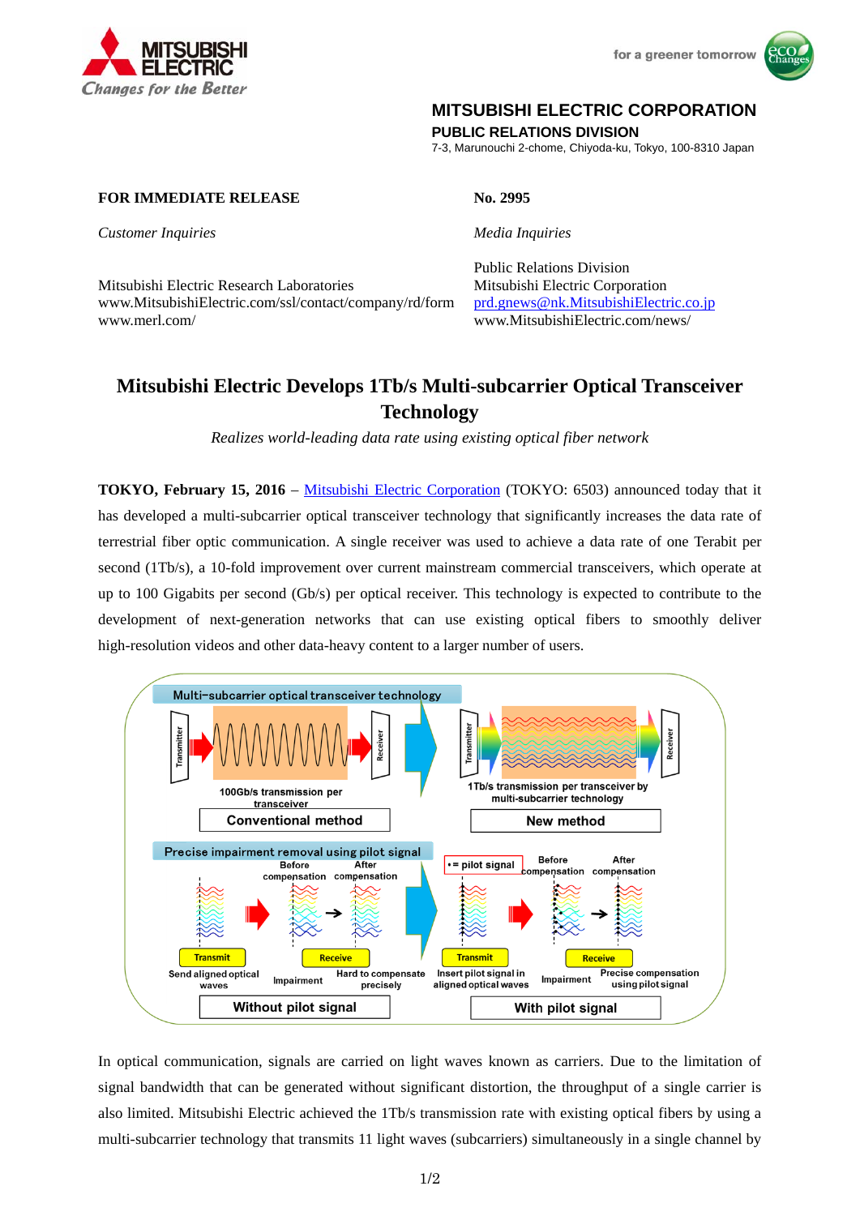MITSUBISHI ELECTRIC
Changes for the Better

for a greener tomorrow

**MITSUBISHI ELECTRIC CORPORATION**
**PUBLIC RELATIONS DIVISION**
7-3, Marunouchi 2-chome, Chiyoda-ku, Tokyo, 100-8310 Japan

**FOR IMMEDIATE RELEASE**

**No. 2995**

*Customer Inquiries*

Mitsubishi Electric Research Laboratories
www.MitsubishiElectric.com/ssl/contact/company/rd/form
www.merl.com/

*Media Inquiries*

Public Relations Division
Mitsubishi Electric Corporation
prd.gnews@nk.MitsubishiElectric.co.jp
www.MitsubishiElectric.com/news/

# Mitsubishi Electric Develops 1Tb/s Multi-subcarrier Optical Transceiver Technology

*Realizes world-leading data rate using existing optical fiber network*

**TOKYO, February 15, 2016** – Mitsubishi Electric Corporation (TOKYO: 6503) announced today that it has developed a multi-subcarrier optical transceiver technology that significantly increases the data rate of terrestrial fiber optic communication. A single receiver was used to achieve a data rate of one Terabit per second (1Tb/s), a 10-fold improvement over current mainstream commercial transceivers, which operate at up to 100 Gigabits per second (Gb/s) per optical receiver. This technology is expected to contribute to the development of next-generation networks that can use existing optical fibers to smoothly deliver high-resolution videos and other data-heavy content to a larger number of users.

In optical communication, signals are carried on light waves known as carriers. Due to the limitation of signal bandwidth that can be generated without significant distortion, the throughput of a single carrier is also limited. Mitsubishi Electric achieved the 1Tb/s transmission rate with existing optical fibers by using a multi-subcarrier technology that transmits 11 light waves (subcarriers) simultaneously in a single channel by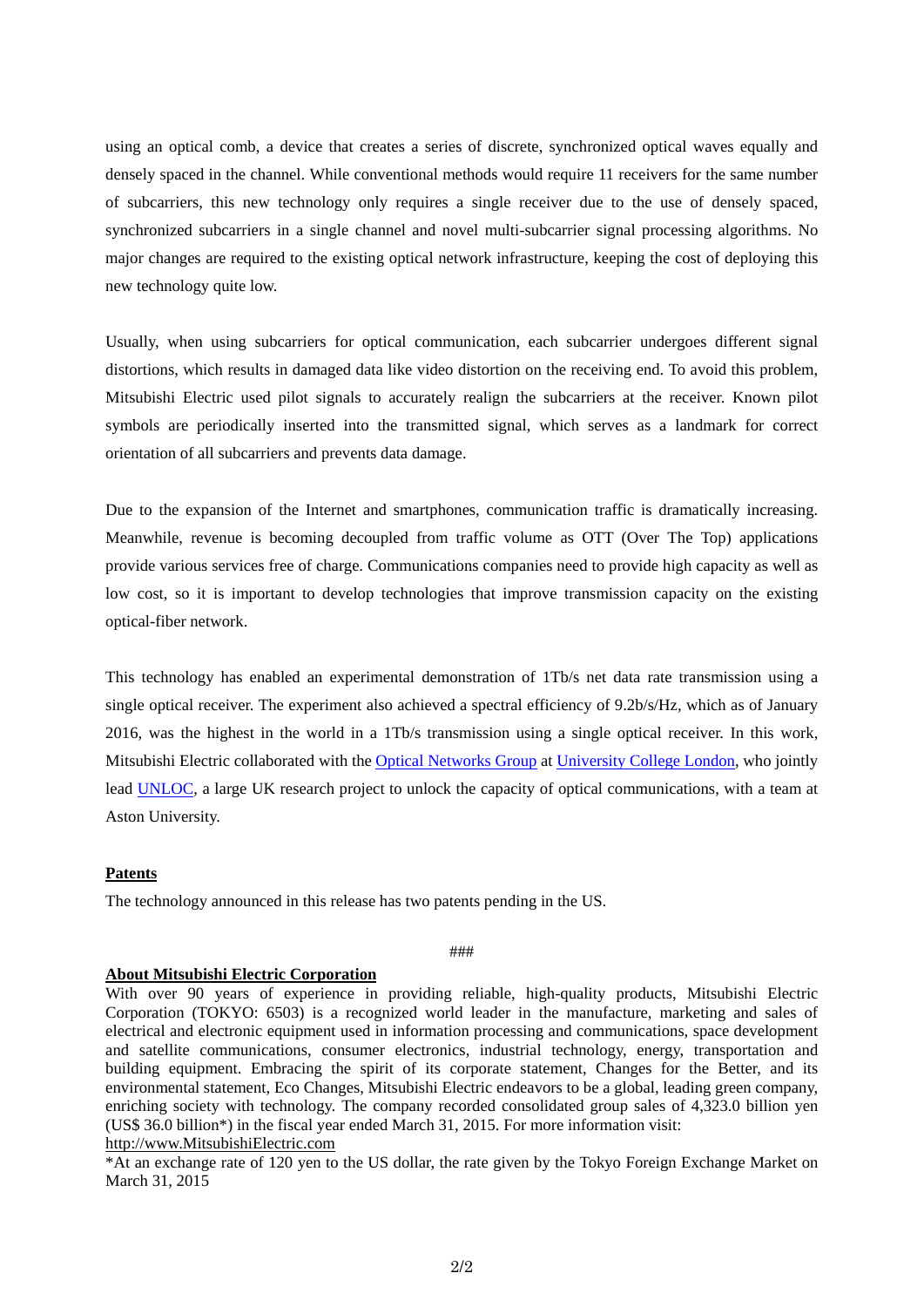using an optical comb, a device that creates a series of discrete, synchronized optical waves equally and densely spaced in the channel. While conventional methods would require 11 receivers for the same number of subcarriers, this new technology only requires a single receiver due to the use of densely spaced, synchronized subcarriers in a single channel and novel multi-subcarrier signal processing algorithms. No major changes are required to the existing optical network infrastructure, keeping the cost of deploying this new technology quite low.

Usually, when using subcarriers for optical communication, each subcarrier undergoes different signal distortions, which results in damaged data like video distortion on the receiving end. To avoid this problem, Mitsubishi Electric used pilot signals to accurately realign the subcarriers at the receiver. Known pilot symbols are periodically inserted into the transmitted signal, which serves as a landmark for correct orientation of all subcarriers and prevents data damage.

Due to the expansion of the Internet and smartphones, communication traffic is dramatically increasing. Meanwhile, revenue is becoming decoupled from traffic volume as OTT (Over The Top) applications provide various services free of charge. Communications companies need to provide high capacity as well as low cost, so it is important to develop technologies that improve transmission capacity on the existing optical-fiber network.

This technology has enabled an experimental demonstration of 1Tb/s net data rate transmission using a single optical receiver. The experiment also achieved a spectral efficiency of 9.2b/s/Hz, which as of January 2016, was the highest in the world in a 1Tb/s transmission using a single optical receiver. In this work, Mitsubishi Electric collaborated with the Optical Networks Group at University College London, who jointly lead UNLOC, a large UK research project to unlock the capacity of optical communications, with a team at Aston University.

**Patents**

The technology announced in this release has two patents pending in the US.

###

**About Mitsubishi Electric Corporation**

With over 90 years of experience in providing reliable, high-quality products, Mitsubishi Electric Corporation (TOKYO: 6503) is a recognized world leader in the manufacture, marketing and sales of electrical and electronic equipment used in information processing and communications, space development and satellite communications, consumer electronics, industrial technology, energy, transportation and building equipment. Embracing the spirit of its corporate statement, Changes for the Better, and its environmental statement, Eco Changes, Mitsubishi Electric endeavors to be a global, leading green company, enriching society with technology. The company recorded consolidated group sales of 4,323.0 billion yen (US$ 36.0 billion*) in the fiscal year ended March 31, 2015. For more information visit: http://www.MitsubishiElectric.com

*At an exchange rate of 120 yen to the US dollar, the rate given by the Tokyo Foreign Exchange Market on March 31, 2015